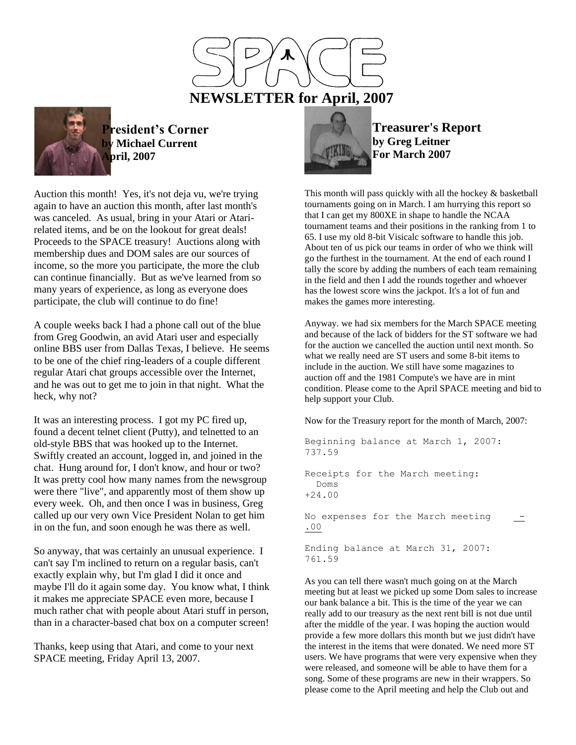# SPACE

# NEWSLETTER for April, 2007

## President's Corner
**by Michael Current**
**April, 2007**

Auction this month! Yes, it's not deja vu, we're trying again to have an auction this month, after last month's was canceled. As usual, bring in your Atari or Atari-related items, and be on the lookout for great deals! Proceeds to the SPACE treasury! Auctions along with membership dues and DOM sales are our sources of income, so the more you participate, the more the club can continue financially. But as we've learned from so many years of experience, as long as everyone does participate, the club will continue to do fine!

A couple weeks back I had a phone call out of the blue from Greg Goodwin, an avid Atari user and especially online BBS user from Dallas Texas, I believe. He seems to be one of the chief ring-leaders of a couple different regular Atari chat groups accessible over the Internet, and he was out to get me to join in that night. What the heck, why not?

It was an interesting process. I got my PC fired up, found a decent telnet client (Putty), and telnetted to an old-style BBS that was hooked up to the Internet. Swiftly created an account, logged in, and joined in the chat. Hung around for, I don't know, and hour or two? It was pretty cool how many names from the newsgroup were there "live", and apparently most of them show up every week. Oh, and then once I was in business, Greg called up our very own Vice President Nolan to get him in on the fun, and soon enough he was there as well.

So anyway, that was certainly an unusual experience. I can't say I'm inclined to return on a regular basis, can't exactly explain why, but I'm glad I did it once and maybe I'll do it again some day. You know what, I think it makes me appreciate SPACE even more, because I much rather chat with people about Atari stuff in person, than in a character-based chat box on a computer screen!

Thanks, keep using that Atari, and come to your next SPACE meeting, Friday April 13, 2007.

## Treasurer's Report
**by Greg Leitner**
**For March 2007**

This month will pass quickly with all the hockey & basketball tournaments going on in March. I am hurrying this report so that I can get my 800XE in shape to handle the NCAA tournament teams and their positions in the ranking from 1 to 65. I use my old 8-bit Visicalc software to handle this job. About ten of us pick our teams in order of who we think will go the furthest in the tournament. At the end of each round I tally the score by adding the numbers of each team remaining in the field and then I add the rounds together and whoever has the lowest score wins the jackpot. It's a lot of fun and makes the games more interesting.

Anyway. we had six members for the March SPACE meeting and because of the lack of bidders for the ST software we had for the auction we cancelled the auction until next month. So what we really need are ST users and some 8-bit items to include in the auction. We still have some magazines to auction off and the 1981 Compute's we have are in mint condition. Please come to the April SPACE meeting and bid to help support your Club.

Now for the Treasury report for the month of March, 2007:

```
Beginning balance at March 1, 2007:
737.59

Receipts for the March meeting:
  Doms
+24.00

No expenses for the March meeting    -
.00

Ending balance at March 31, 2007:
761.59
```

As you can tell there wasn't much going on at the March meeting but at least we picked up some Dom sales to increase our bank balance a bit. This is the time of the year we can really add to our treasury as the next rent bill is not due until after the middle of the year. I was hoping the auction would provide a few more dollars this month but we just didn't have the interest in the items that were donated. We need more ST users. We have programs that were very expensive when they were released, and someone will be able to have them for a song. Some of these programs are new in their wrappers. So please come to the April meeting and help the Club out and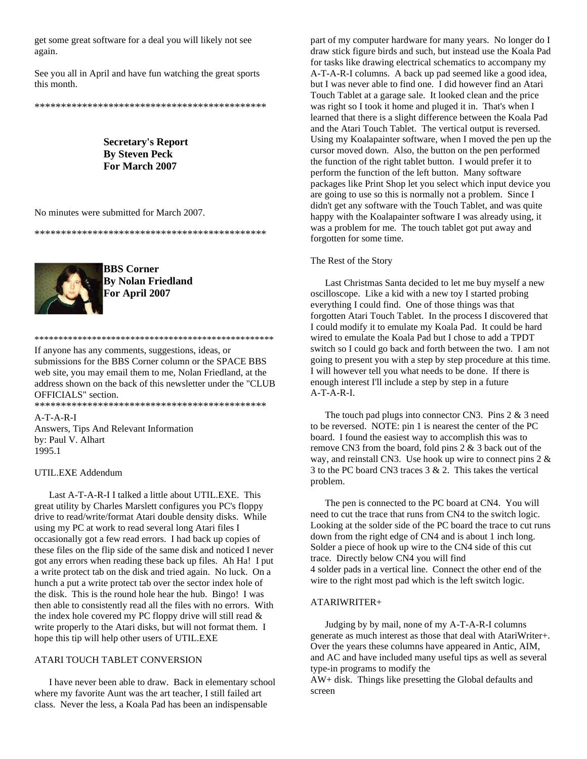get some great software for a deal you will likely not see again.

See you all in April and have fun watching the great sports this month.

*********************************************

**Secretary's Report**
**By Steven Peck**
**For March 2007**

No minutes were submitted for March 2007.

*********************************************

**BBS Corner**
**By Nolan Friedland**
**For April 2007**

*************************************************

If anyone has any comments, suggestions, ideas, or submissions for the BBS Corner column or the SPACE BBS web site, you may email them to me, Nolan Friedland, at the address shown on the back of this newsletter under the "CLUB OFFICIALS" section.

*********************************************

A-T-A-R-I
Answers, Tips And Relevant Information
by: Paul V. Alhart
1995.1

UTIL.EXE Addendum

Last A-T-A-R-I I talked a little about UTIL.EXE. This great utility by Charles Marslett configures you PC's floppy drive to read/write/format Atari double density disks. While using my PC at work to read several long Atari files I occasionally got a few read errors. I had back up copies of these files on the flip side of the same disk and noticed I never got any errors when reading these back up files. Ah Ha! I put a write protect tab on the disk and tried again. No luck. On a hunch a put a write protect tab over the sector index hole of the disk. This is the round hole hear the hub. Bingo! I was then able to consistently read all the files with no errors. With the index hole covered my PC floppy drive will still read & write properly to the Atari disks, but will not format them. I hope this tip will help other users of UTIL.EXE

ATARI TOUCH TABLET CONVERSION

I have never been able to draw. Back in elementary school where my favorite Aunt was the art teacher, I still failed art class. Never the less, a Koala Pad has been an indispensable part of my computer hardware for many years. No longer do I draw stick figure birds and such, but instead use the Koala Pad for tasks like drawing electrical schematics to accompany my A-T-A-R-I columns. A back up pad seemed like a good idea, but I was never able to find one. I did however find an Atari Touch Tablet at a garage sale. It looked clean and the price was right so I took it home and pluged it in. That's when I learned that there is a slight difference between the Koala Pad and the Atari Touch Tablet. The vertical output is reversed. Using my Koalapainter software, when I moved the pen up the cursor moved down. Also, the button on the pen performed the function of the right tablet button. I would prefer it to perform the function of the left button. Many software packages like Print Shop let you select which input device you are going to use so this is normally not a problem. Since I didn't get any software with the Touch Tablet, and was quite happy with the Koalapainter software I was already using, it was a problem for me. The touch tablet got put away and forgotten for some time.

The Rest of the Story

Last Christmas Santa decided to let me buy myself a new oscilloscope. Like a kid with a new toy I started probing everything I could find. One of those things was that forgotten Atari Touch Tablet. In the process I discovered that I could modify it to emulate my Koala Pad. It could be hard wired to emulate the Koala Pad but I chose to add a TPDT switch so I could go back and forth between the two. I am not going to present you with a step by step procedure at this time. I will however tell you what needs to be done. If there is enough interest I'll include a step by step in a future A-T-A-R-I.

The touch pad plugs into connector CN3. Pins 2 & 3 need to be reversed. NOTE: pin 1 is nearest the center of the PC board. I found the easiest way to accomplish this was to remove CN3 from the board, fold pins 2 & 3 back out of the way, and reinstall CN3. Use hook up wire to connect pins 2 & 3 to the PC board CN3 traces 3 & 2. This takes the vertical problem.

The pen is connected to the PC board at CN4. You will need to cut the trace that runs from CN4 to the switch logic. Looking at the solder side of the PC board the trace to cut runs down from the right edge of CN4 and is about 1 inch long. Solder a piece of hook up wire to the CN4 side of this cut trace. Directly below CN4 you will find 4 solder pads in a vertical line. Connect the other end of the wire to the right most pad which is the left switch logic.

ATARIWRITER+

Judging by by mail, none of my A-T-A-R-I columns generate as much interest as those that deal with AtariWriter+. Over the years these columns have appeared in Antic, AIM, and AC and have included many useful tips as well as several type-in programs to modify the AW+ disk. Things like presetting the Global defaults and screen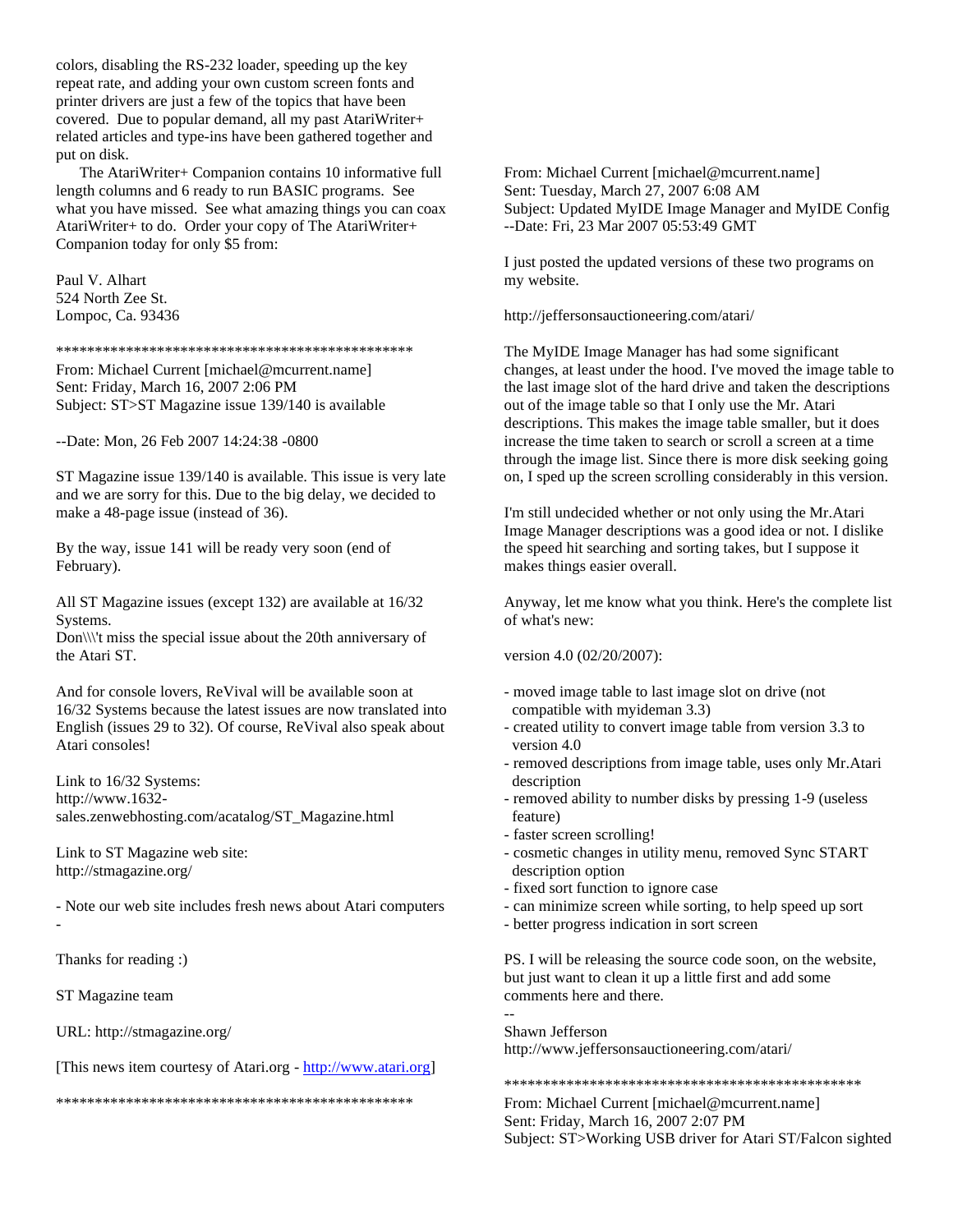colors, disabling the RS-232 loader, speeding up the key repeat rate, and adding your own custom screen fonts and printer drivers are just a few of the topics that have been covered. Due to popular demand, all my past AtariWriter+ related articles and type-ins have been gathered together and put on disk.

The AtariWriter+ Companion contains 10 informative full length columns and 6 ready to run BASIC programs. See what you have missed. See what amazing things you can coax AtariWriter+ to do. Order your copy of The AtariWriter+ Companion today for only $5 from:

Paul V. Alhart
524 North Zee St.
Lompoc, Ca. 93436

*********************************************

From: Michael Current [michael@mcurrent.name]
Sent: Friday, March 16, 2007 2:06 PM
Subject: ST>ST Magazine issue 139/140 is available

--Date: Mon, 26 Feb 2007 14:24:38 -0800

ST Magazine issue 139/140 is available. This issue is very late and we are sorry for this. Due to the big delay, we decided to make a 48-page issue (instead of 36).

By the way, issue 141 will be ready very soon (end of February).

All ST Magazine issues (except 132) are available at 16/32 Systems.
Don\\\'t miss the special issue about the 20th anniversary of the Atari ST.

And for console lovers, ReVival will be available soon at 16/32 Systems because the latest issues are now translated into English (issues 29 to 32). Of course, ReVival also speak about Atari consoles!

Link to 16/32 Systems:
http://www.1632-sales.zenwebhosting.com/acatalog/ST_Magazine.html

Link to ST Magazine web site:
http://stmagazine.org/

- Note our web site includes fresh news about Atari computers -

Thanks for reading :)

ST Magazine team

URL: http://stmagazine.org/

[This news item courtesy of Atari.org - http://www.atari.org]

*********************************************

From: Michael Current [michael@mcurrent.name]
Sent: Tuesday, March 27, 2007 6:08 AM
Subject: Updated MyIDE Image Manager and MyIDE Config
--Date: Fri, 23 Mar 2007 05:53:49 GMT

I just posted the updated versions of these two programs on my website.

http://jeffersonsauctioneering.com/atari/

The MyIDE Image Manager has had some significant changes, at least under the hood. I've moved the image table to the last image slot of the hard drive and taken the descriptions out of the image table so that I only use the Mr. Atari descriptions. This makes the image table smaller, but it does increase the time taken to search or scroll a screen at a time through the image list. Since there is more disk seeking going on, I sped up the screen scrolling considerably in this version.

I'm still undecided whether or not only using the Mr.Atari Image Manager descriptions was a good idea or not. I dislike the speed hit searching and sorting takes, but I suppose it makes things easier overall.

Anyway, let me know what you think. Here's the complete list of what's new:

version 4.0 (02/20/2007):

- moved image table to last image slot on drive (not compatible with myideman 3.3)
- created utility to convert image table from version 3.3 to version 4.0
- removed descriptions from image table, uses only Mr.Atari description
- removed ability to number disks by pressing 1-9 (useless feature)
- faster screen scrolling!
- cosmetic changes in utility menu, removed Sync START description option
- fixed sort function to ignore case
- can minimize screen while sorting, to help speed up sort
- better progress indication in sort screen

PS. I will be releasing the source code soon, on the website, but just want to clean it up a little first and add some comments here and there.

--
Shawn Jefferson
http://www.jeffersonsauctioneering.com/atari/

*********************************************

From: Michael Current [michael@mcurrent.name]
Sent: Friday, March 16, 2007 2:07 PM
Subject: ST>Working USB driver for Atari ST/Falcon sighted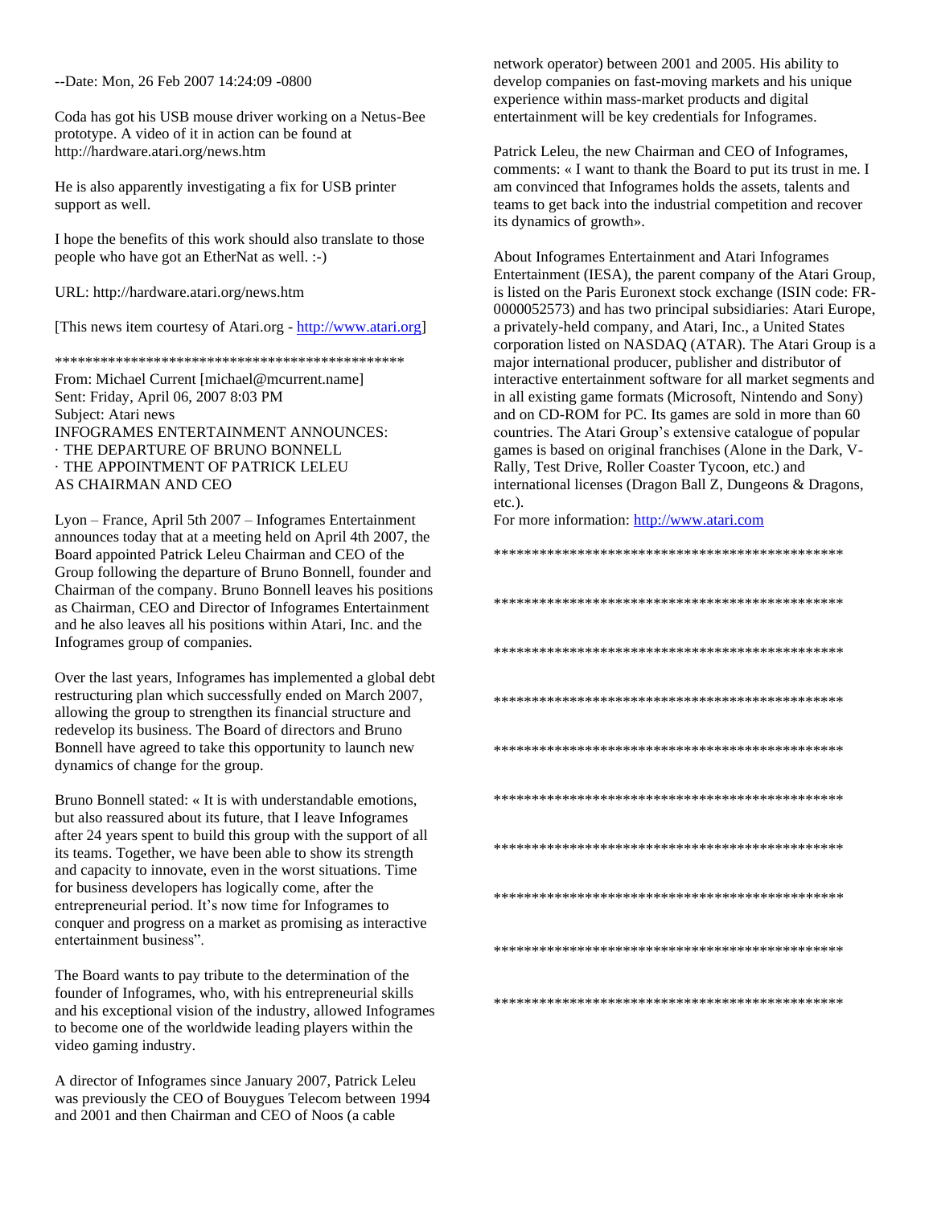--Date: Mon, 26 Feb 2007 14:24:09 -0800

Coda has got his USB mouse driver working on a Netus-Bee prototype. A video of it in action can be found at http://hardware.atari.org/news.htm

He is also apparently investigating a fix for USB printer support as well.

I hope the benefits of this work should also translate to those people who have got an EtherNat as well. :-)

URL: http://hardware.atari.org/news.htm

[This news item courtesy of Atari.org - http://www.atari.org]

************************************************

From: Michael Current [michael@mcurrent.name]
Sent: Friday, April 06, 2007 8:03 PM
Subject: Atari news
INFOGRAMES ENTERTAINMENT ANNOUNCES:
· THE DEPARTURE OF BRUNO BONNELL
· THE APPOINTMENT OF PATRICK LELEU
AS CHAIRMAN AND CEO

Lyon – France, April 5th 2007 – Infogrames Entertainment announces today that at a meeting held on April 4th 2007, the Board appointed Patrick Leleu Chairman and CEO of the Group following the departure of Bruno Bonnell, founder and Chairman of the company. Bruno Bonnell leaves his positions as Chairman, CEO and Director of Infogrames Entertainment and he also leaves all his positions within Atari, Inc. and the Infogrames group of companies.

Over the last years, Infogrames has implemented a global debt restructuring plan which successfully ended on March 2007, allowing the group to strengthen its financial structure and redevelop its business. The Board of directors and Bruno Bonnell have agreed to take this opportunity to launch new dynamics of change for the group.

Bruno Bonnell stated: « It is with understandable emotions, but also reassured about its future, that I leave Infogrames after 24 years spent to build this group with the support of all its teams. Together, we have been able to show its strength and capacity to innovate, even in the worst situations. Time for business developers has logically come, after the entrepreneurial period. It's now time for Infogrames to conquer and progress on a market as promising as interactive entertainment business".

The Board wants to pay tribute to the determination of the founder of Infogrames, who, with his entrepreneurial skills and his exceptional vision of the industry, allowed Infogrames to become one of the worldwide leading players within the video gaming industry.

A director of Infogrames since January 2007, Patrick Leleu was previously the CEO of Bouygues Telecom between 1994 and 2001 and then Chairman and CEO of Noos (a cable network operator) between 2001 and 2005. His ability to develop companies on fast-moving markets and his unique experience within mass-market products and digital entertainment will be key credentials for Infogrames.

Patrick Leleu, the new Chairman and CEO of Infogrames, comments: « I want to thank the Board to put its trust in me. I am convinced that Infogrames holds the assets, talents and teams to get back into the industrial competition and recover its dynamics of growth».

About Infogrames Entertainment and Atari Infogrames Entertainment (IESA), the parent company of the Atari Group, is listed on the Paris Euronext stock exchange (ISIN code: FR-0000052573) and has two principal subsidiaries: Atari Europe, a privately-held company, and Atari, Inc., a United States corporation listed on NASDAQ (ATAR). The Atari Group is a major international producer, publisher and distributor of interactive entertainment software for all market segments and in all existing game formats (Microsoft, Nintendo and Sony) and on CD-ROM for PC. Its games are sold in more than 60 countries. The Atari Group's extensive catalogue of popular games is based on original franchises (Alone in the Dark, V-Rally, Test Drive, Roller Coaster Tycoon, etc.) and international licenses (Dragon Ball Z, Dungeons & Dragons, etc.).
For more information: http://www.atari.com

************************************************

************************************************

************************************************

************************************************

************************************************

************************************************

************************************************

************************************************

************************************************

************************************************